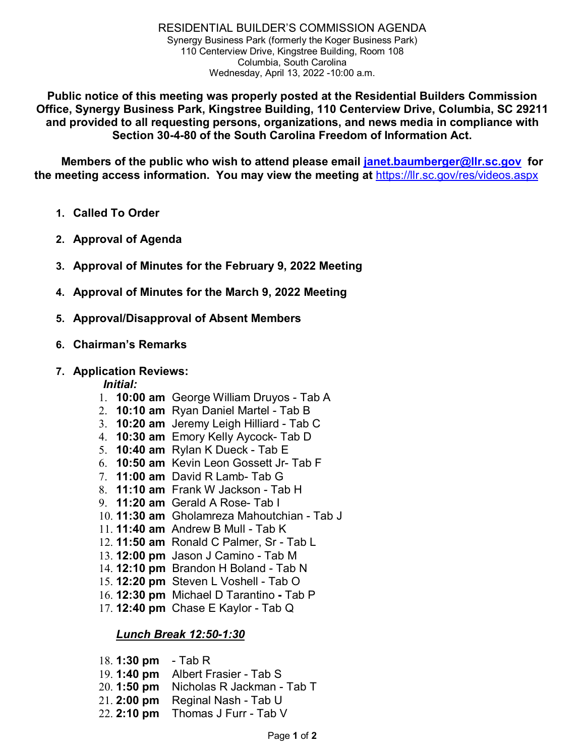# RESIDENTIAL BUILDER'S COMMISSION AGENDA

Synergy Business Park (formerly the Koger Business Park)
110 Centerview Drive, Kingstree Building, Room 108
Columbia, South Carolina
Wednesday, April 13, 2022 -10:00 a.m.

**Public notice of this meeting was properly posted at the Residential Builders Commission Office, Synergy Business Park, Kingstree Building, 110 Centerview Drive, Columbia, SC 29211 and provided to all requesting persons, organizations, and news media in compliance with Section 30-4-80 of the South Carolina Freedom of Information Act.**

**Members of the public who wish to attend please email [janet.baumberger@llr.sc.gov](mailto:janet.baumberger@llr.sc.gov) for the meeting access information. You may view the meeting at [https://llr.sc.gov/res/videos.aspx](https://llr.sc.gov/res/videos.aspx)**

1. **Called To Order**
2. **Approval of Agenda**
3. **Approval of Minutes for the February 9, 2022 Meeting**
4. **Approval of Minutes for the March 9, 2022 Meeting**
5. **Approval/Disapproval of Absent Members**
6. **Chairman's Remarks**
7. **Application Reviews:**

   ***Initial:***

   1. **10:00 am** George William Druyos - Tab A
   2. **10:10 am** Ryan Daniel Martel - Tab B
   3. **10:20 am** Jeremy Leigh Hilliard - Tab C
   4. **10:30 am** Emory Kelly Aycock- Tab D
   5. **10:40 am** Rylan K Dueck - Tab E
   6. **10:50 am** Kevin Leon Gossett Jr- Tab F
   7. **11:00 am** David R Lamb- Tab G
   8. **11:10 am** Frank W Jackson - Tab H
   9. **11:20 am** Gerald A Rose- Tab I
   10. **11:30 am** Gholamreza Mahoutchian - Tab J
   11. **11:40 am** Andrew B Mull - Tab K
   12. **11:50 am** Ronald C Palmer, Sr - Tab L
   13. **12:00 pm** Jason J Camino - Tab M
   14. **12:10 pm** Brandon H Boland - Tab N
   15. **12:20 pm** Steven L Voshell - Tab O
   16. **12:30 pm** Michael D Tarantino **-** Tab P
   17. **12:40 pm** Chase E Kaylor - Tab Q

   ***Lunch Break 12:50-1:30***

   18. **1:30 pm** - Tab R
   19. **1:40 pm** Albert Frasier - Tab S
   20. **1:50 pm** Nicholas R Jackman - Tab T
   21. **2:00 pm** Reginal Nash - Tab U
   22. **2:10 pm** Thomas J Furr - Tab V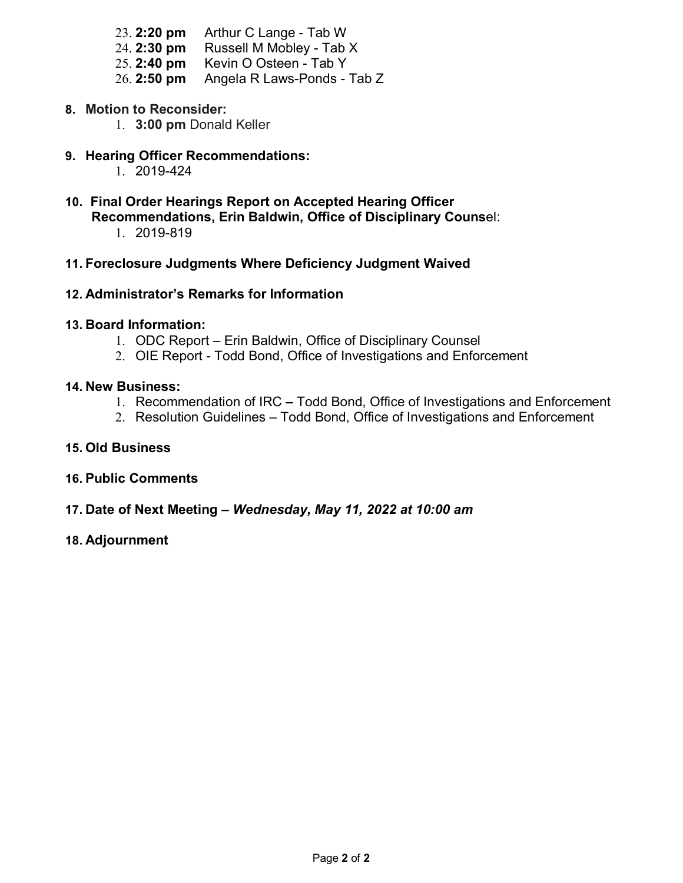23. **2:20 pm** Arthur C Lange - Tab W
24. **2:30 pm** Russell M Mobley - Tab X
25. **2:40 pm** Kevin O Osteen - Tab Y
26. **2:50 pm** Angela R Laws-Ponds - Tab Z

**8. Motion to Reconsider:**

1. **3:00 pm** Donald Keller

**9. Hearing Officer Recommendations:**

1. 2019-424

**10. Final Order Hearings Report on Accepted Hearing Officer Recommendations, Erin Baldwin, Office of Disciplinary Counsel:**

1. 2019-819

**11. Foreclosure Judgments Where Deficiency Judgment Waived**

**12. Administrator's Remarks for Information**

**13. Board Information:**

1. ODC Report – Erin Baldwin, Office of Disciplinary Counsel
2. OIE Report - Todd Bond, Office of Investigations and Enforcement

**14. New Business:**

1. Recommendation of IRC **–** Todd Bond, Office of Investigations and Enforcement
2. Resolution Guidelines – Todd Bond, Office of Investigations and Enforcement

**15. Old Business**

**16. Public Comments**

**17. Date of Next Meeting –** ***Wednesday, May 11, 2022 at 10:00 am***

**18. Adjournment**